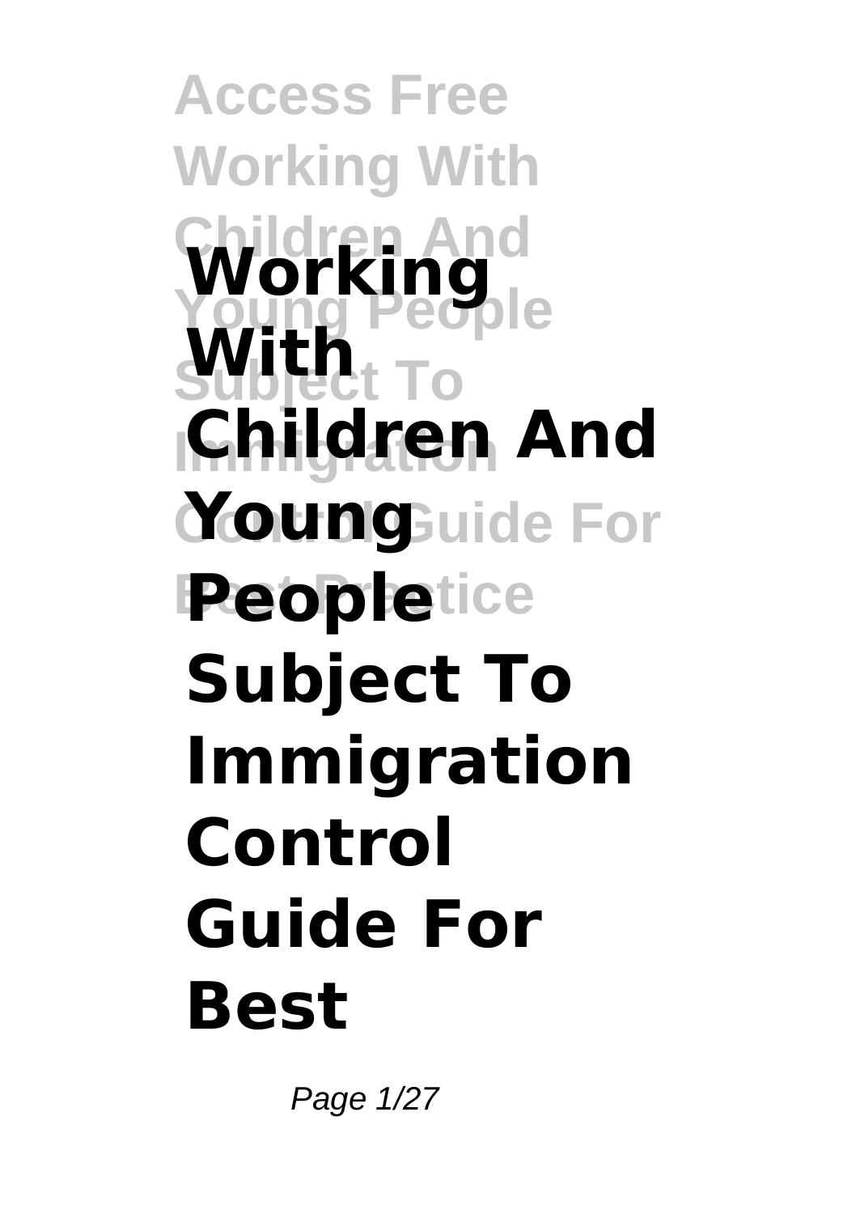# Working With Children And Young People Subject To Immigration Control Guide For Best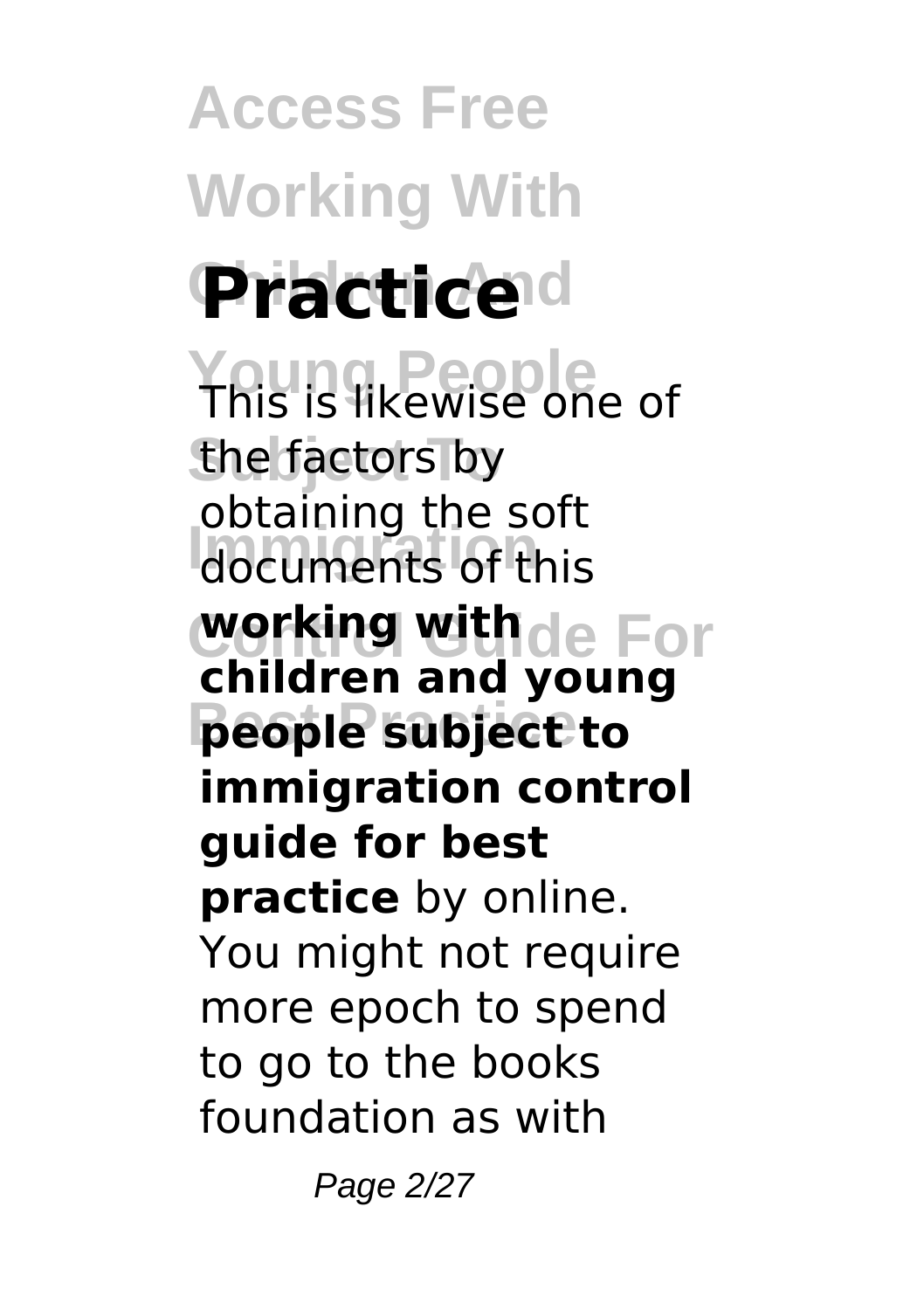# Access Free Working With Practice

This is likewise one of the factors by obtaining the soft documents of this **working with children and young people subject to immigration control guide for best practice** by online. You might not require more epoch to spend to go to the books foundation as with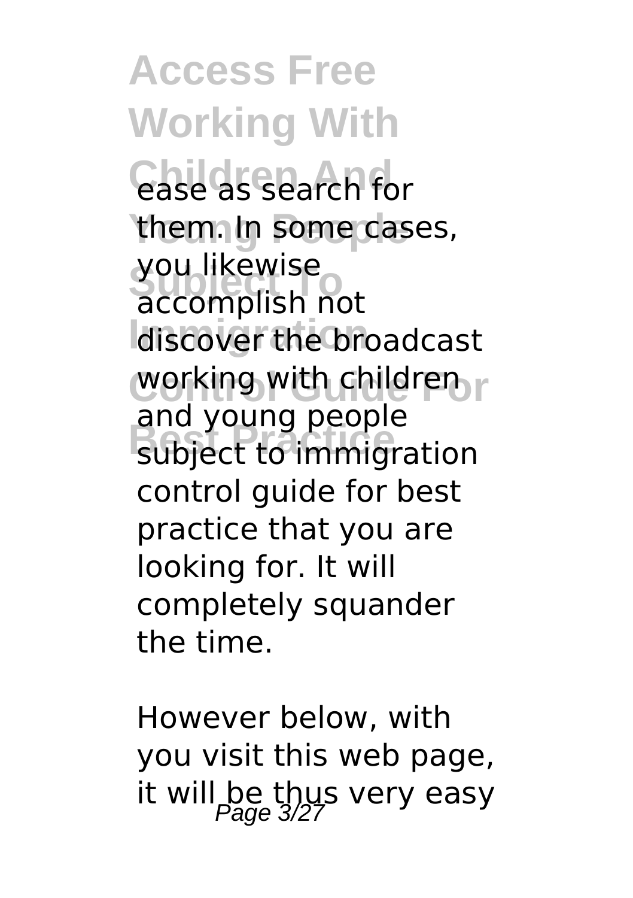ease as search for them. In some cases, you likewise accomplish not discover the broadcast working with children and young people subject to immigration control guide for best practice that you are looking for. It will completely squander the time.

However below, with you visit this web page, it will be thus very easy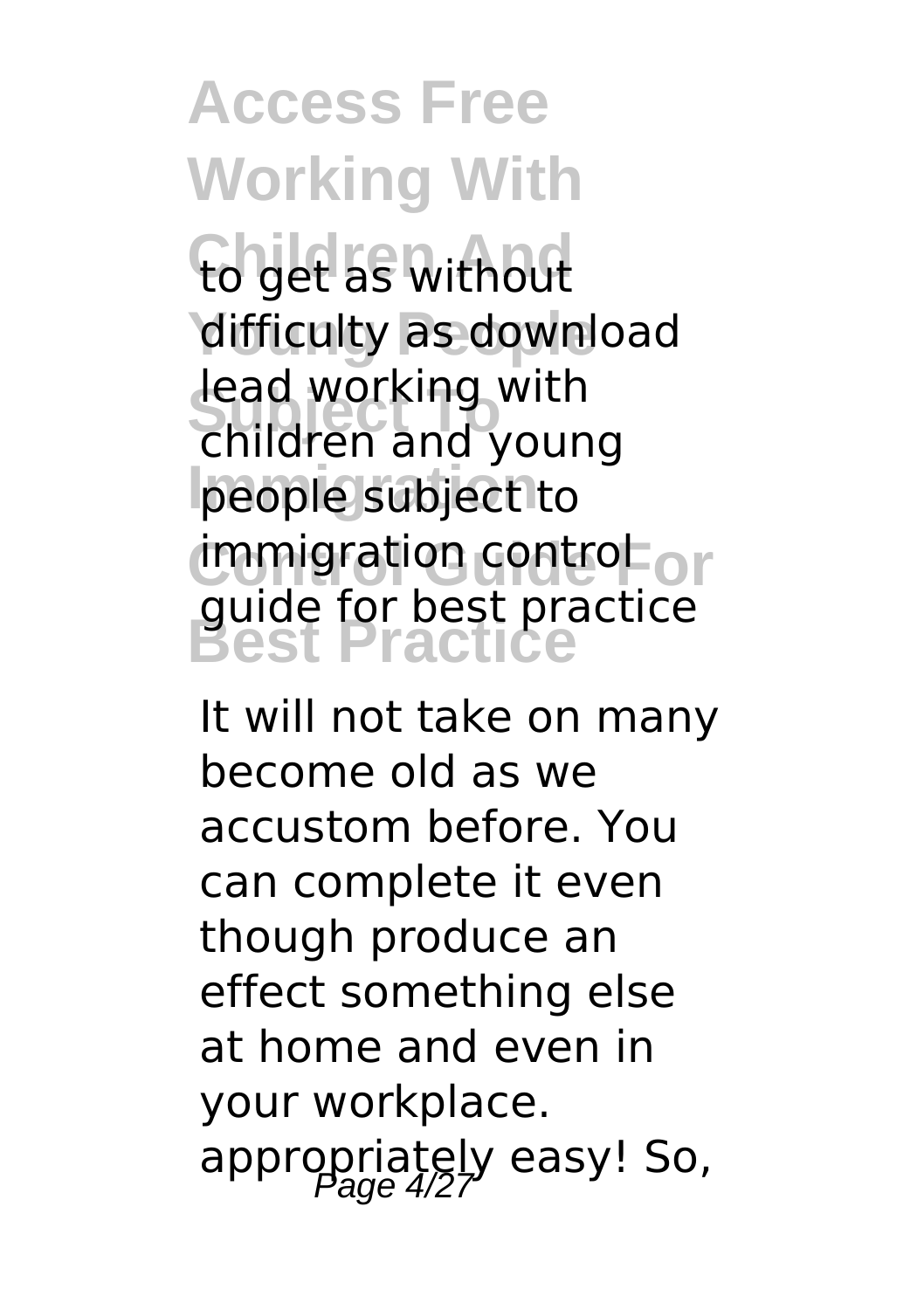to get as without difficulty as download lead working with children and young people subject to immigration control guide for best practice

It will not take on many become old as we accustom before. You can complete it even though produce an effect something else at home and even in your workplace. appropriately easy! So,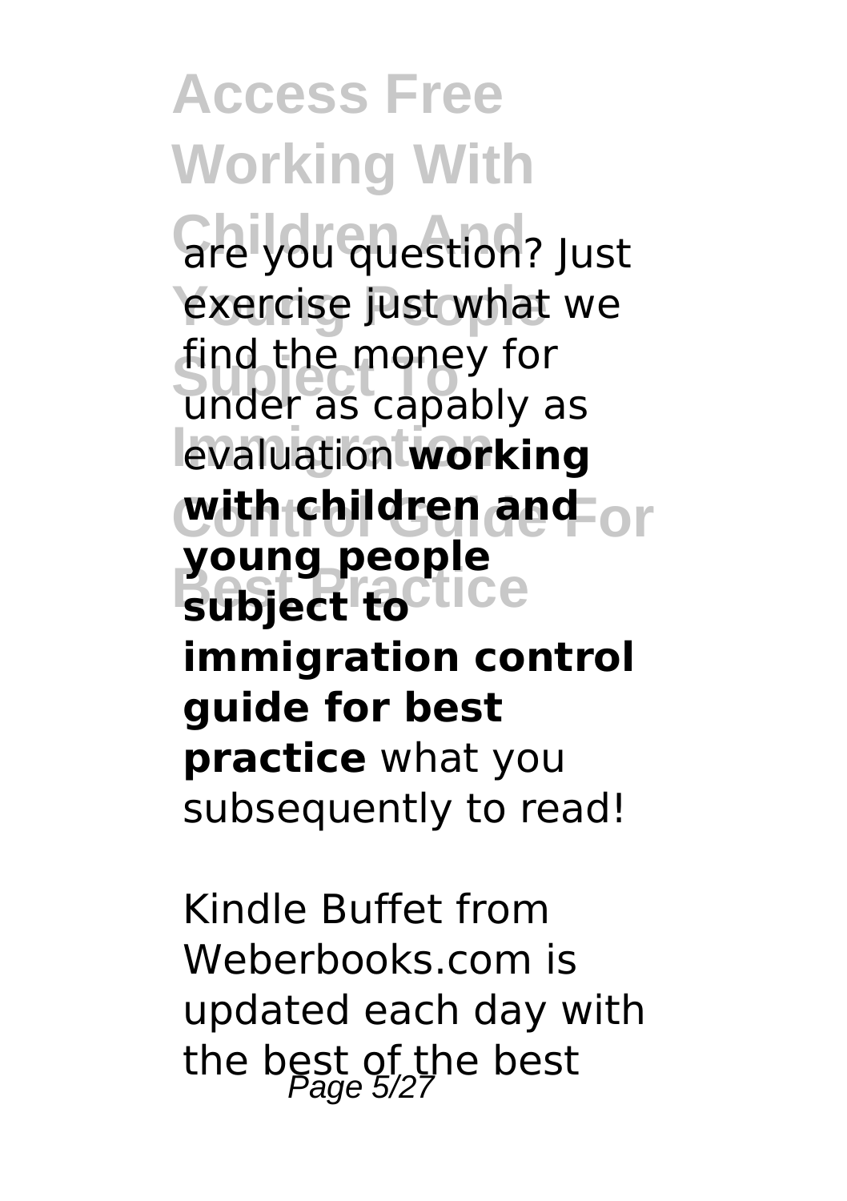are you question? Just exercise just what we find the money for under as capably as evaluation **working with children and young people subject to immigration control guide for best practice** what you subsequently to read!

Kindle Buffet from Weberbooks.com is updated each day with the best of the best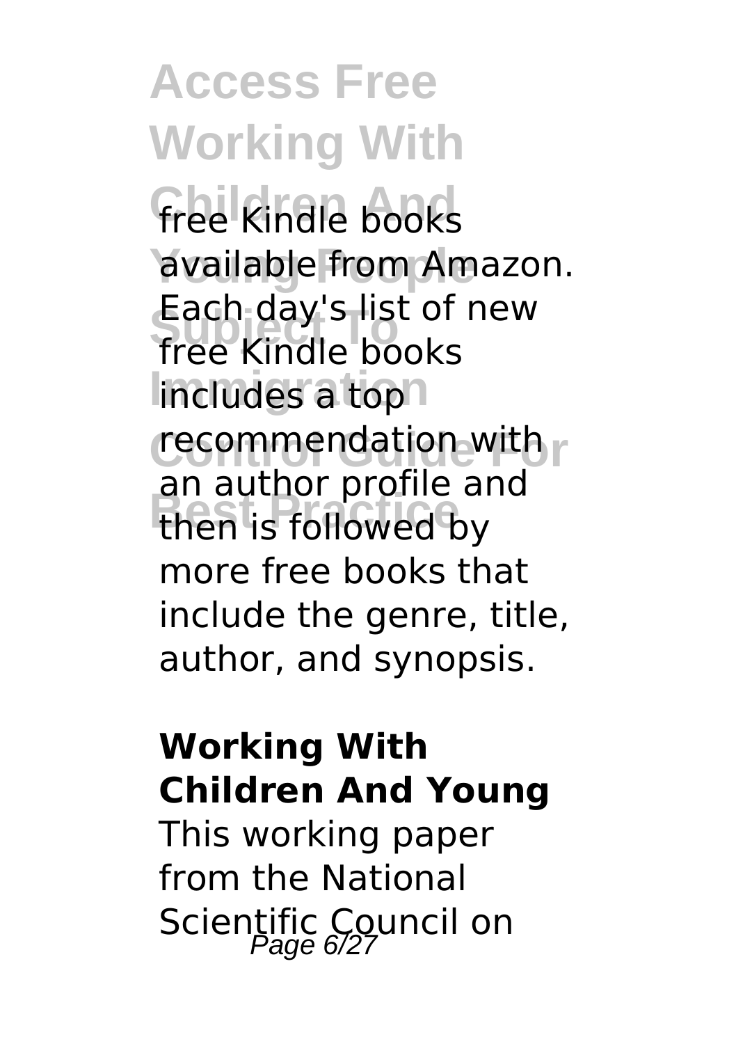free Kindle books available from Amazon. Each day's list of new free Kindle books includes a top recommendation with an author profile and then is followed by more free books that include the genre, title, author, and synopsis.

**Working With Children And Young**

This working paper from the National Scientific Council on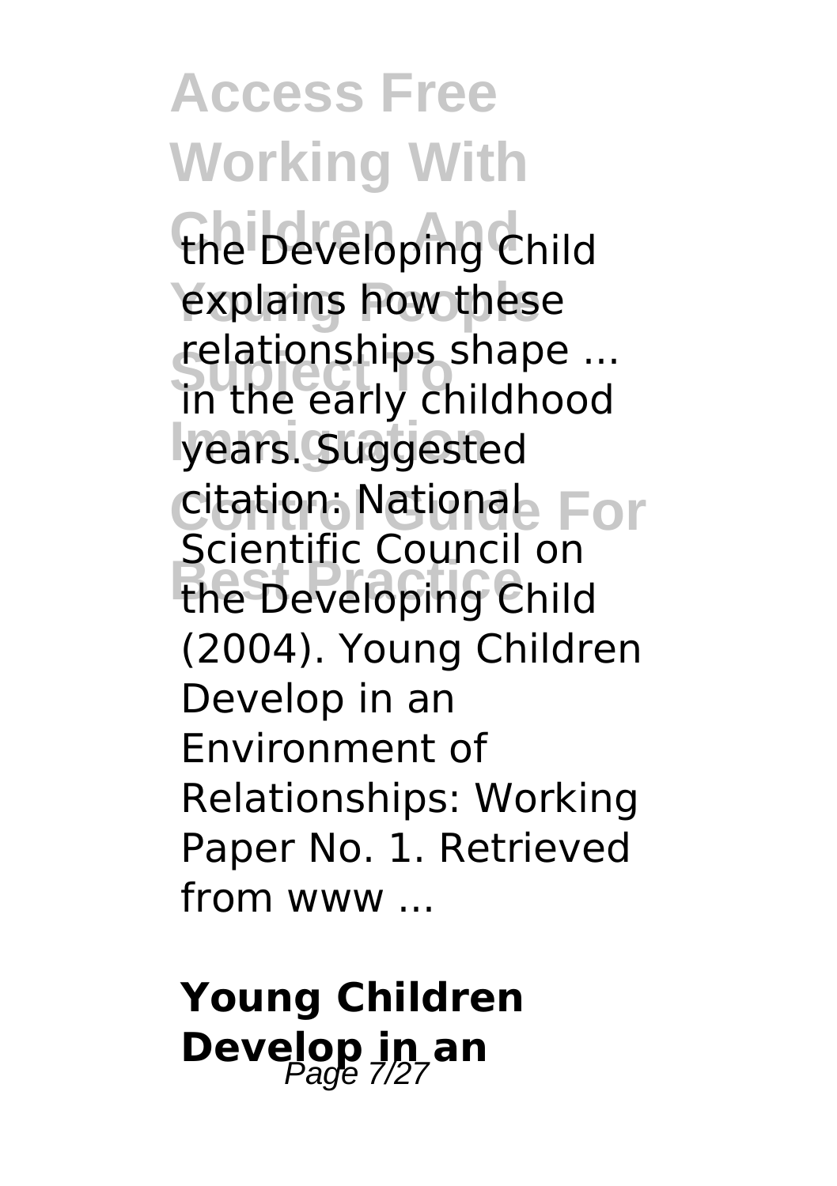the Developing Child explains how these relationships shape ... in the early childhood years. Suggested citation: National Scientific Council on the Developing Child (2004). Young Children Develop in an Environment of Relationships: Working Paper No. 1. Retrieved from www ...

## Young Children Develop in an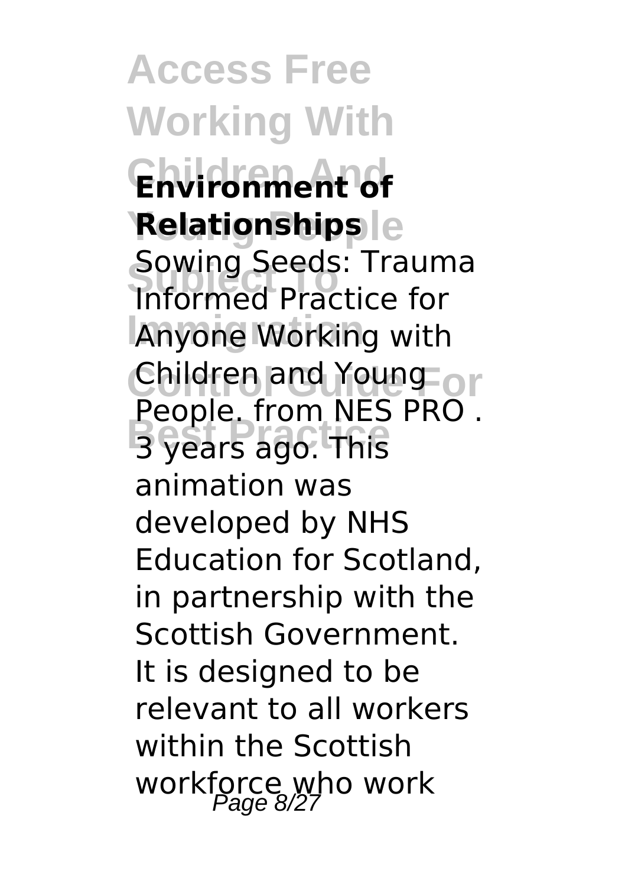**Environment of Relationships**

Sowing Seeds: Trauma Informed Practice for Anyone Working with Children and Young People. from NES PRO . 3 years ago. This animation was developed by NHS Education for Scotland, in partnership with the Scottish Government. It is designed to be relevant to all workers within the Scottish workforce who work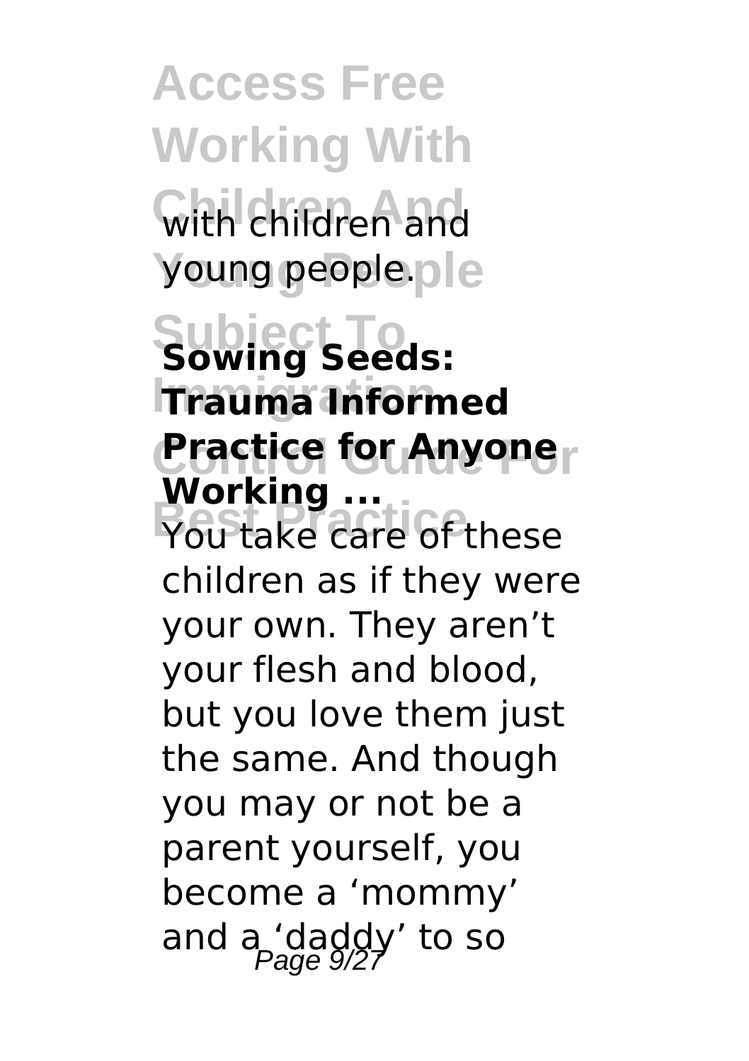with children and young people.

## Sowing Seeds: Trauma Informed Practice for Anyone Working ...

You take care of these children as if they were your own. They aren't your flesh and blood, but you love them just the same. And though you may or not be a parent yourself, you become a 'mommy' and a 'daddy' to so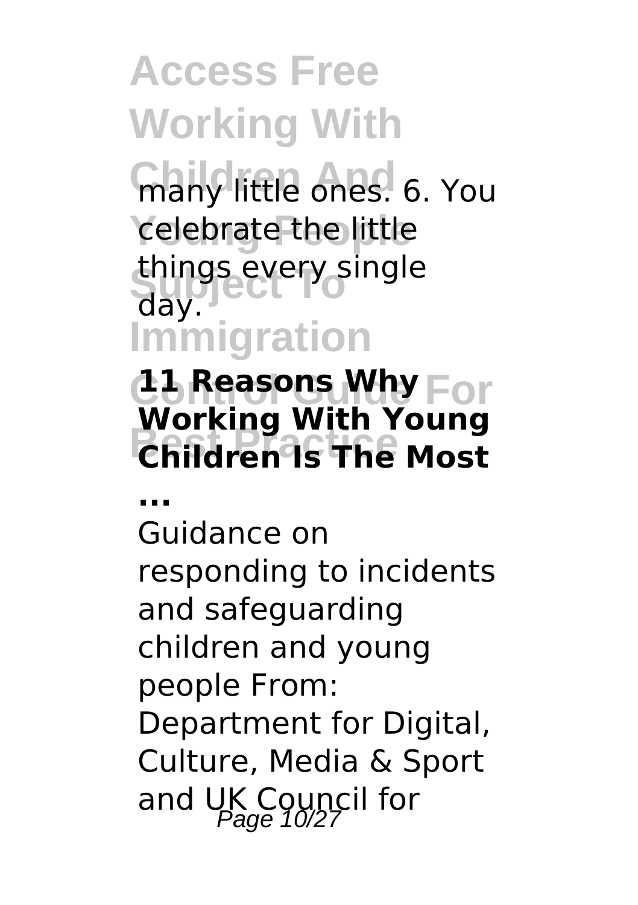many little ones. 6. You celebrate the little things every single day.

**11 Reasons Why Working With Young Children Is The Most ...**

Guidance on responding to incidents and safeguarding children and young people From: Department for Digital, Culture, Media & Sport and UK Council for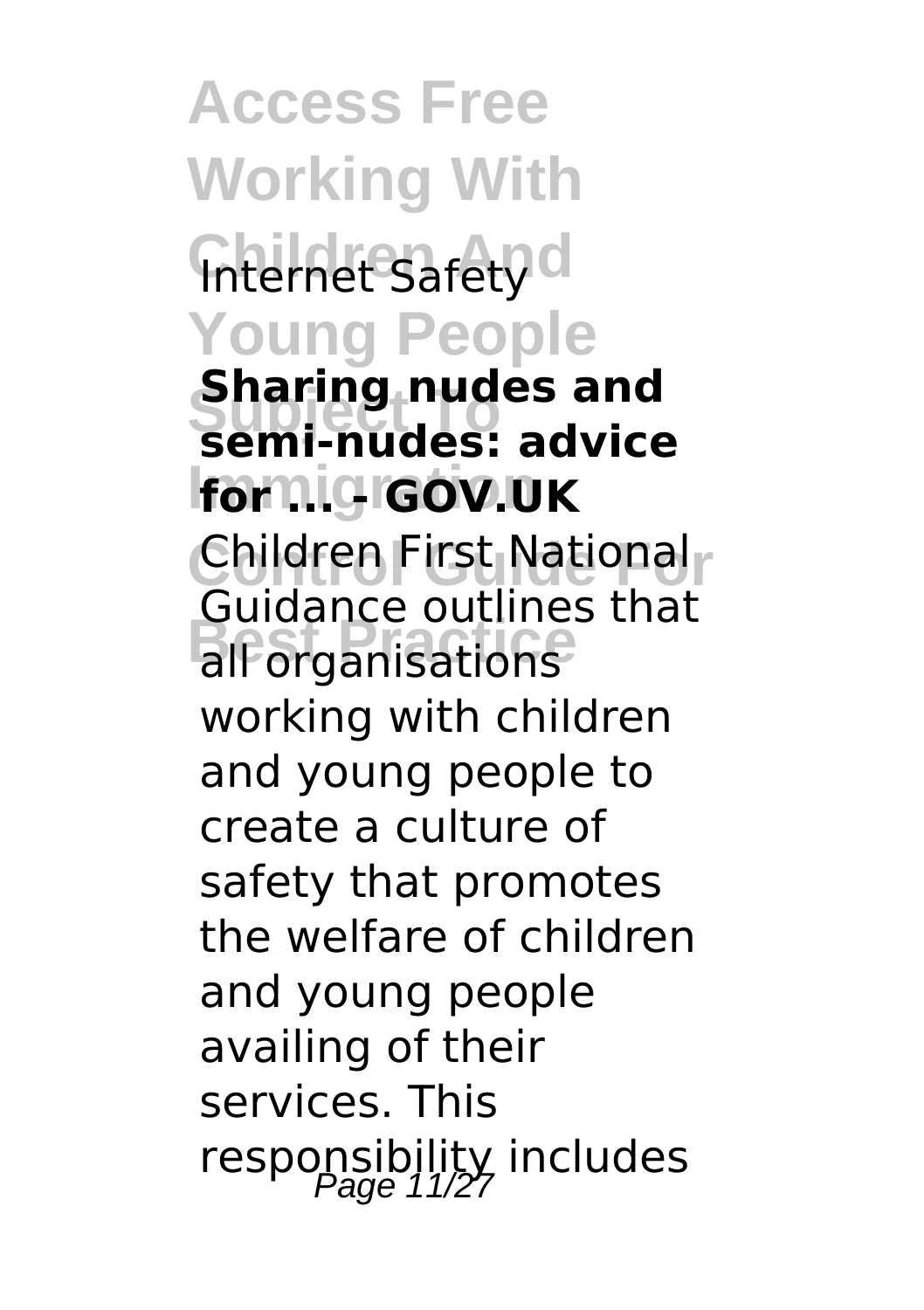Internet Safety

**Sharing nudes and semi-nudes: advice for ... - GOV.UK**

Children First National Guidance outlines that all organisations working with children and young people to create a culture of safety that promotes the welfare of children and young people availing of their services. This responsibility includes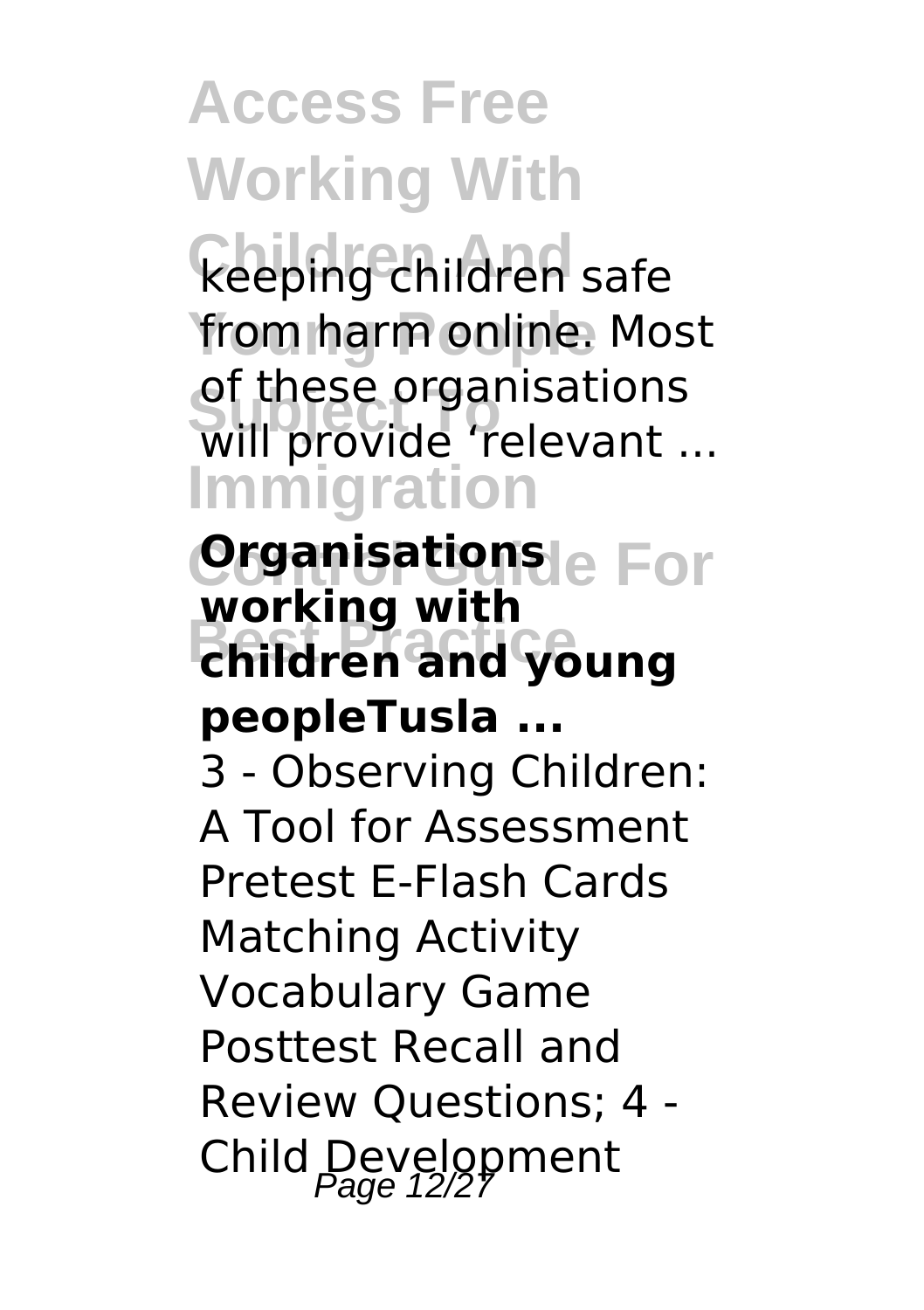keeping children safe from harm online. Most of these organisations will provide 'relevant ...

**Organisations working with children and young peopleTusla ...**

3 - Observing Children: A Tool for Assessment Pretest E-Flash Cards Matching Activity Vocabulary Game Posttest Recall and Review Questions; 4 - Child Development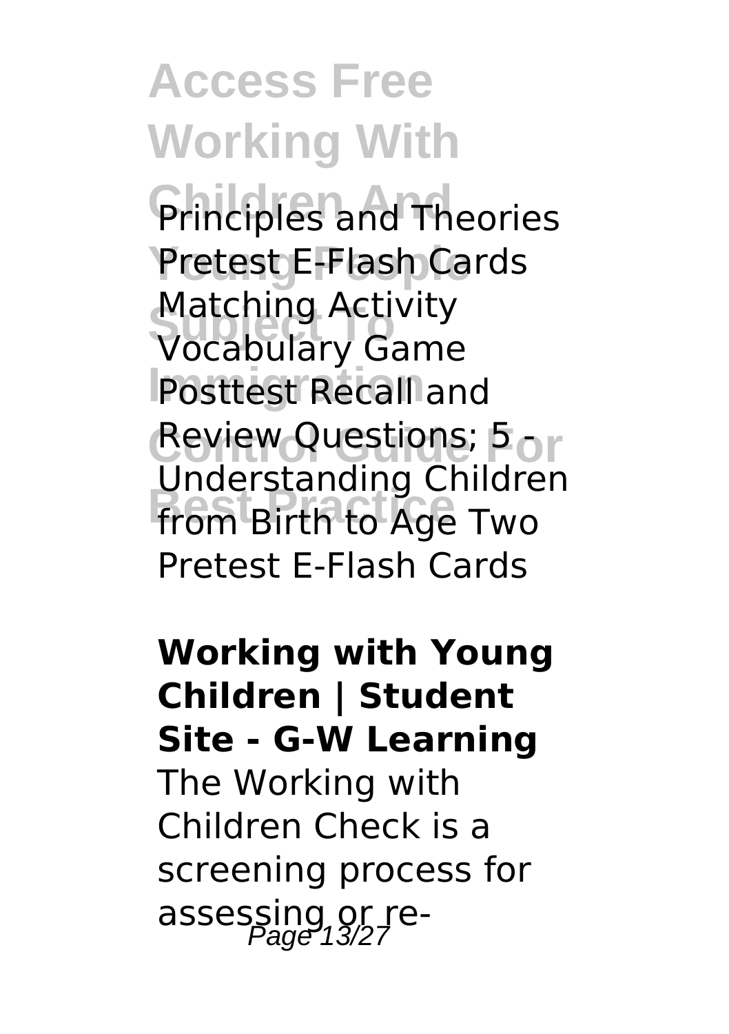Principles and Theories Pretest E-Flash Cards Matching Activity Vocabulary Game Posttest Recall and Review Questions; 5 - Understanding Children from Birth to Age Two Pretest E-Flash Cards

**Working with Young Children | Student Site - G-W Learning**

The Working with Children Check is a screening process for assessing or re-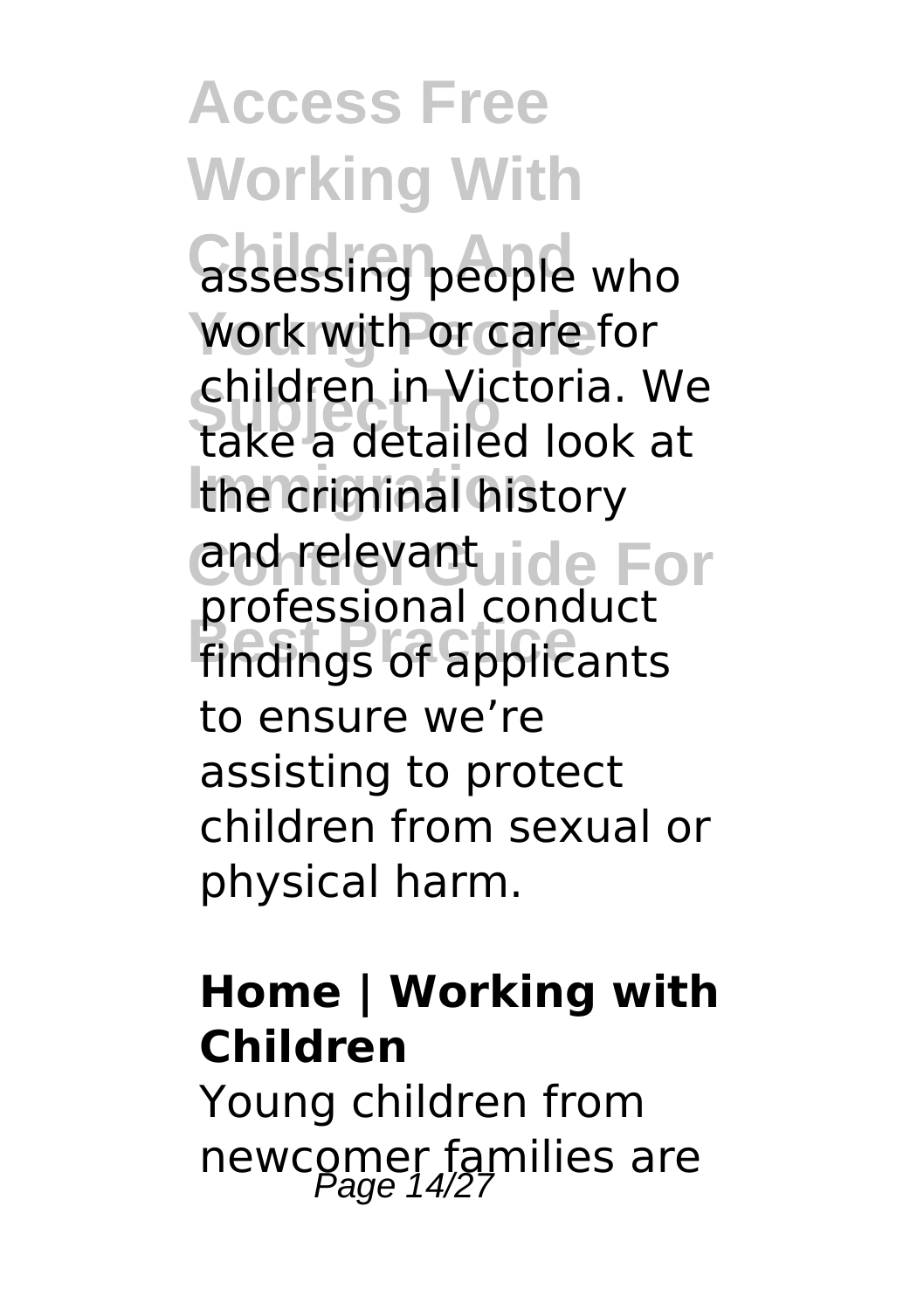assessing people who work with or care for children in Victoria. We take a detailed look at the criminal history and relevant professional conduct findings of applicants to ensure we're assisting to protect children from sexual or physical harm.

**Home | Working with Children**

Young children from newcomer families are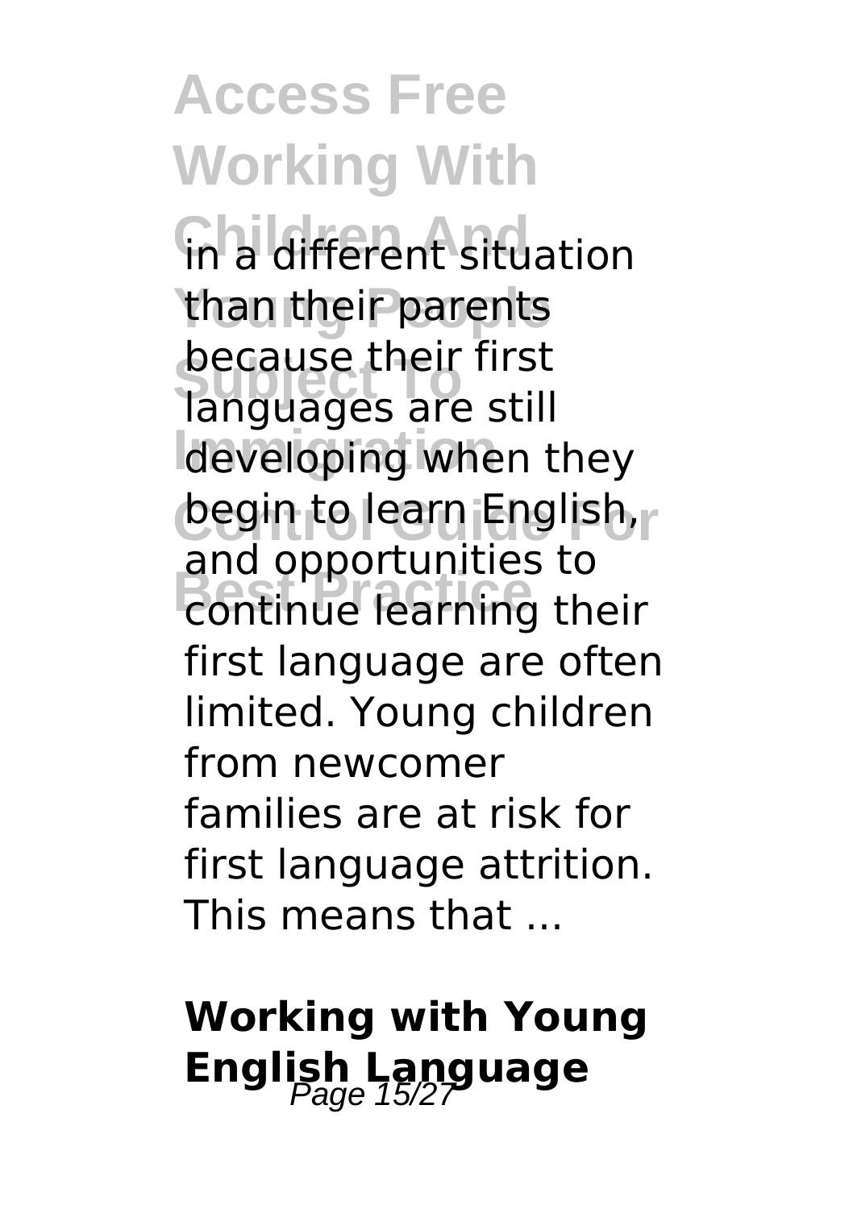in a different situation than their parents because their first languages are still developing when they begin to learn English, and opportunities to continue learning their first language are often limited. Young children from newcomer families are at risk for first language attrition. This means that ...

## Working with Young English Language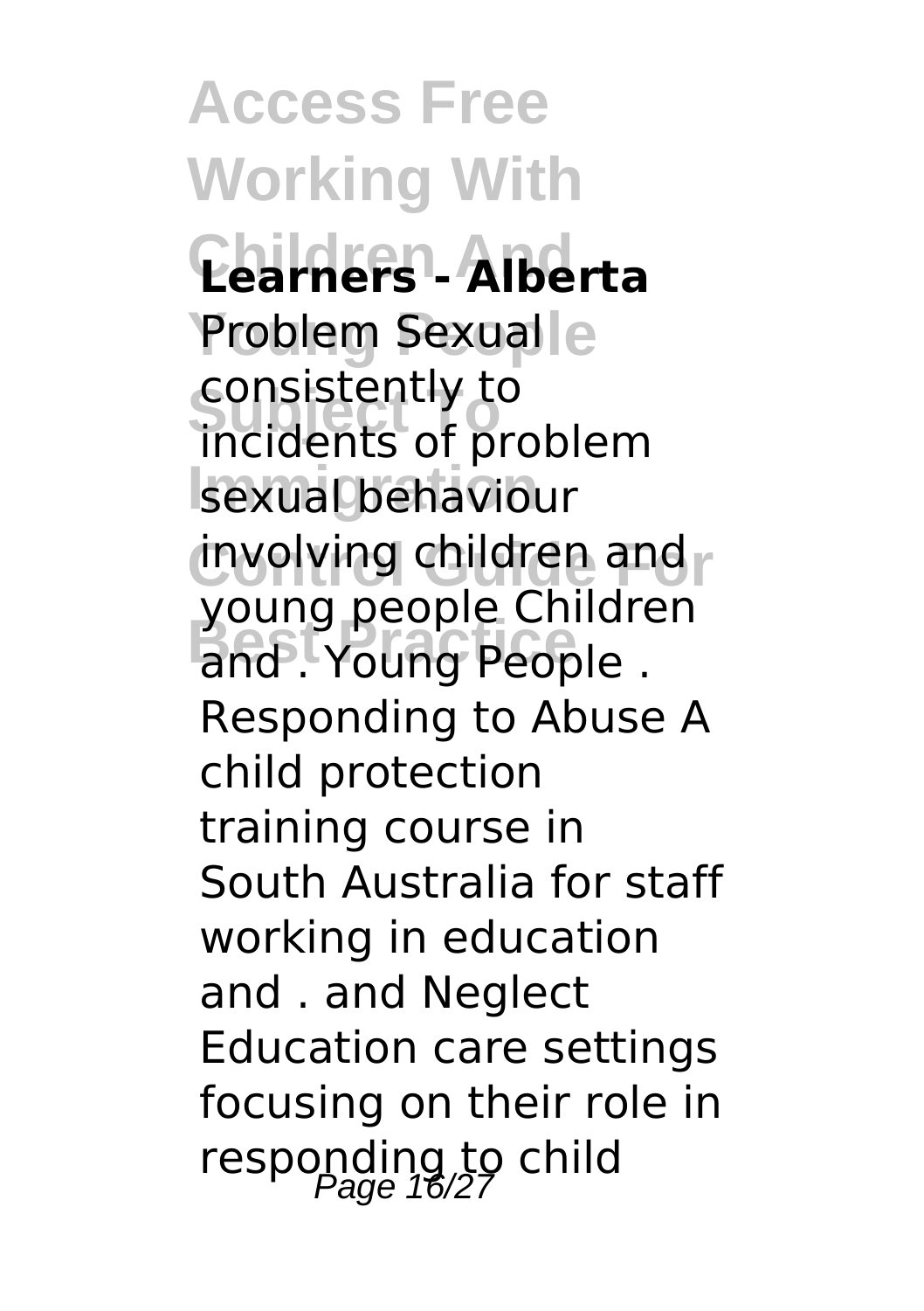**Learners - Alberta**

Problem Sexual consistently to incidents of problem sexual behaviour involving children and young people Children and . Young People . Responding to Abuse A child protection training course in South Australia for staff working in education and . and Neglect Education care settings focusing on their role in responding to child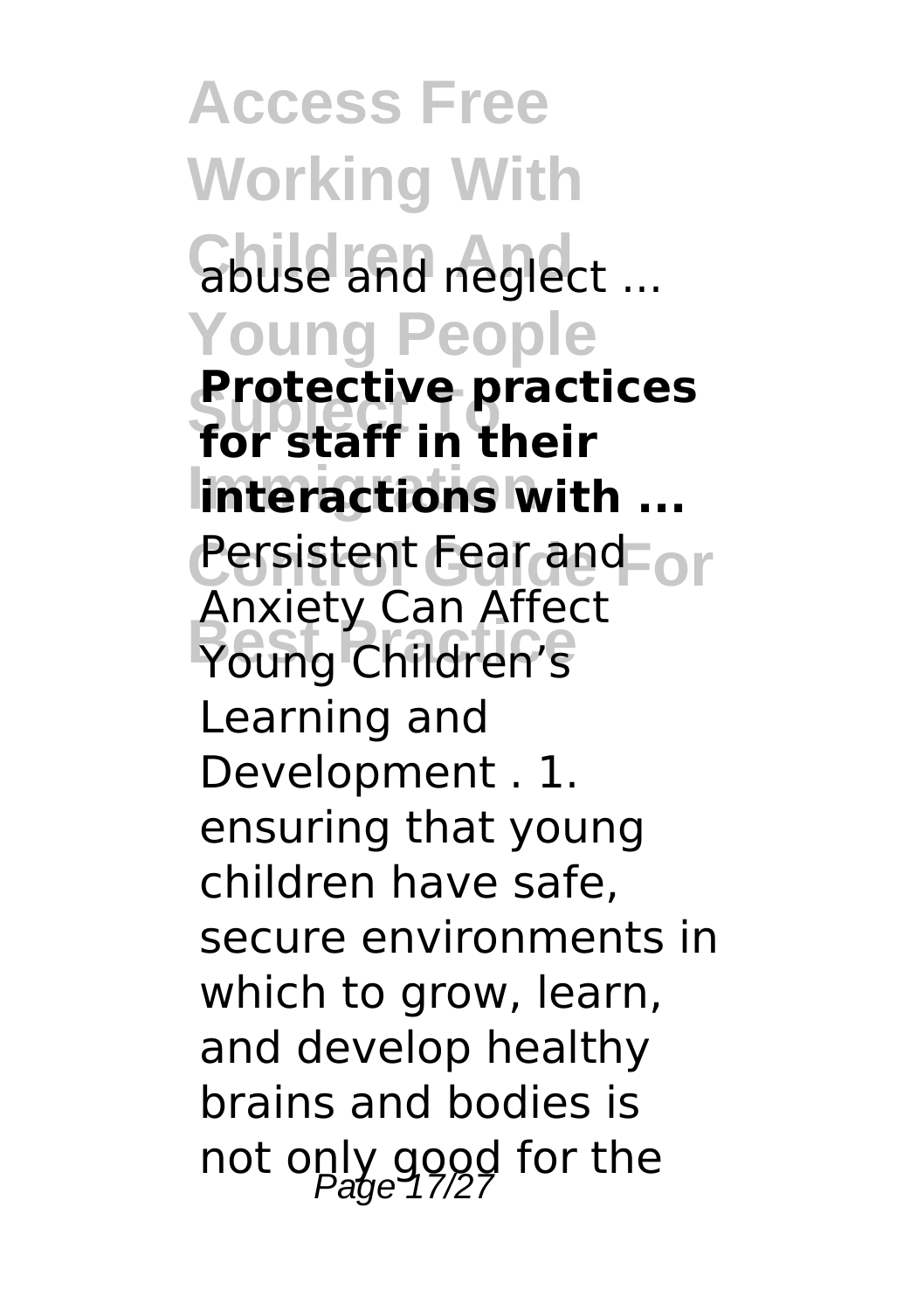abuse and neglect ...

**Protective practices for staff in their interactions with ...**

Persistent Fear and Anxiety Can Affect Young Children's Learning and Development . 1. ensuring that young children have safe, secure environments in which to grow, learn, and develop healthy brains and bodies is not only good for the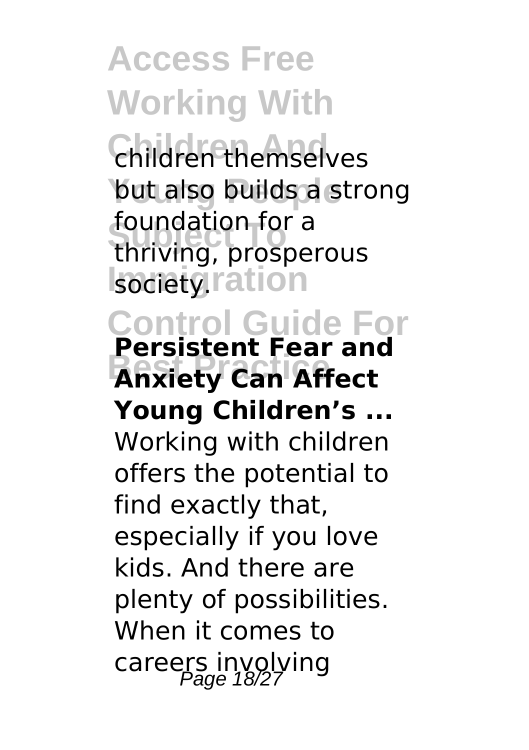children themselves but also builds a strong foundation for a thriving, prosperous society.

**Persistent Fear and Anxiety Can Affect Young Children's ...**

Working with children offers the potential to find exactly that, especially if you love kids. And there are plenty of possibilities. When it comes to careers involving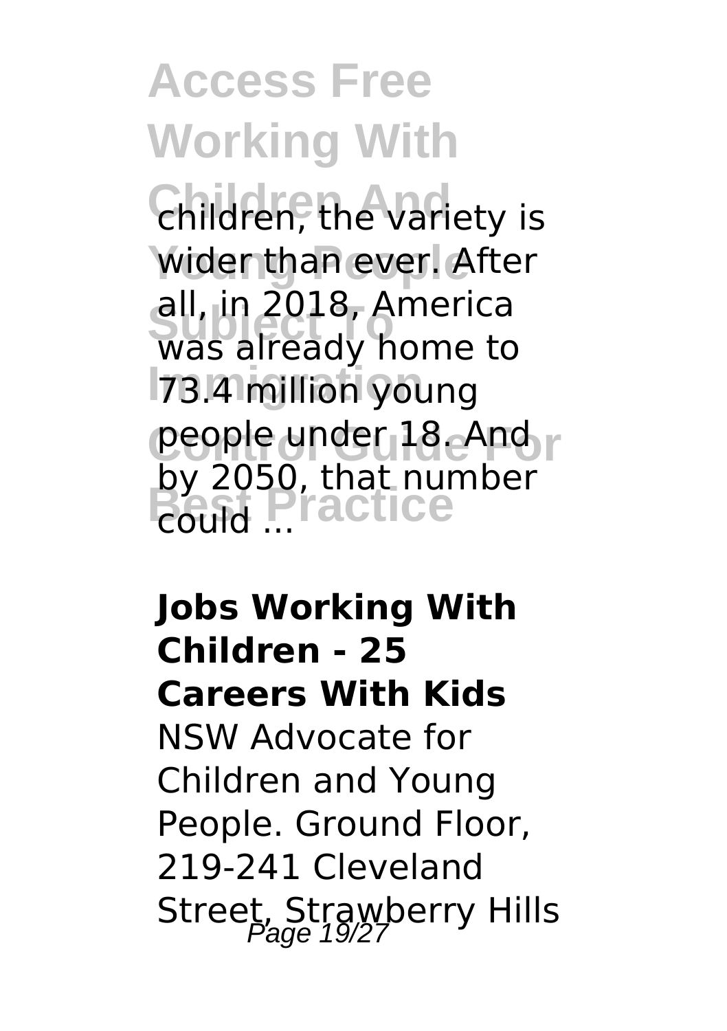children, the variety is wider than ever. After all, in 2018, America was already home to 73.4 million young people under 18. And by 2050, that number could ...

**Jobs Working With Children - 25 Careers With Kids**

NSW Advocate for Children and Young People. Ground Floor, 219-241 Cleveland Street, Strawberry Hills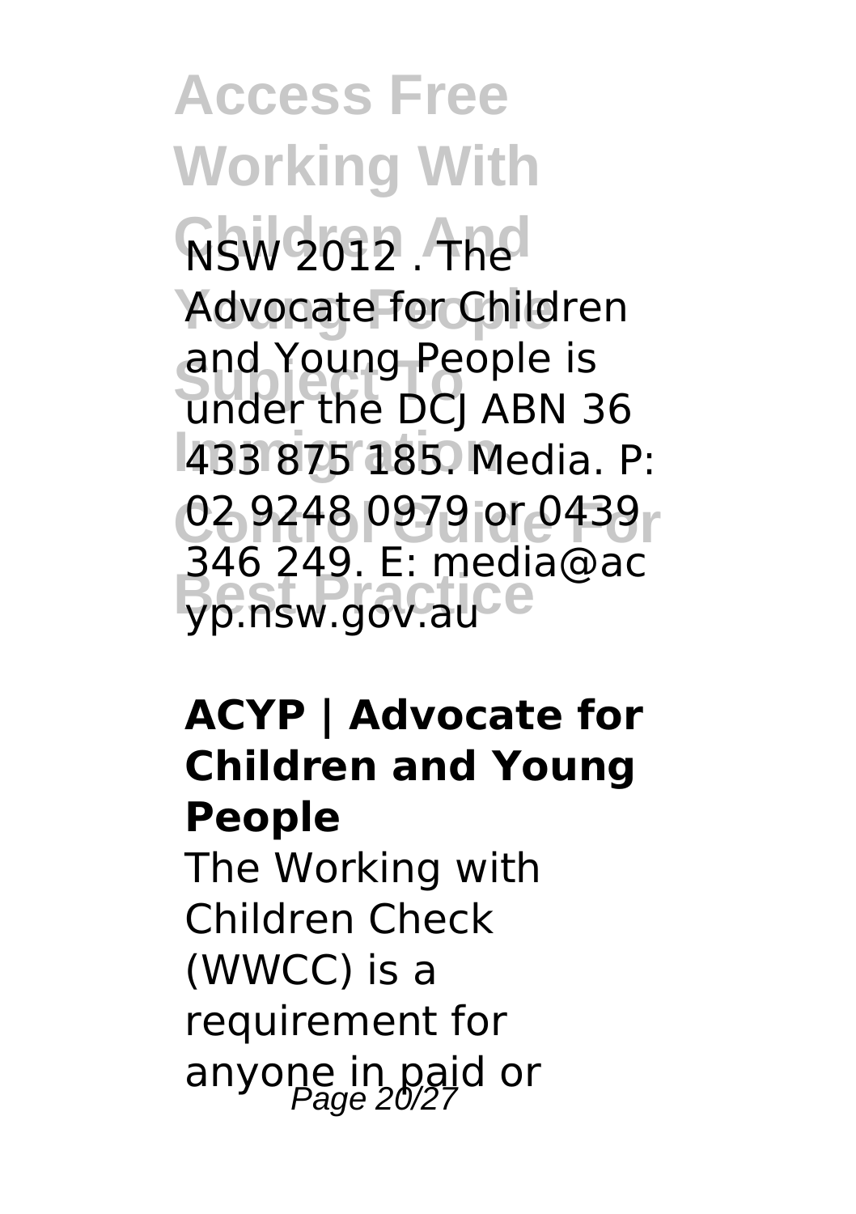NSW 2012 . The Advocate for Children and Young People is under the DCJ ABN 36 433 875 185. Media. P: 02 9248 0979 or 0439 346 249. E: media@acyp.nsw.gov.au

**ACYP | Advocate for Children and Young People**

The Working with Children Check (WWCC) is a requirement for anyone in paid or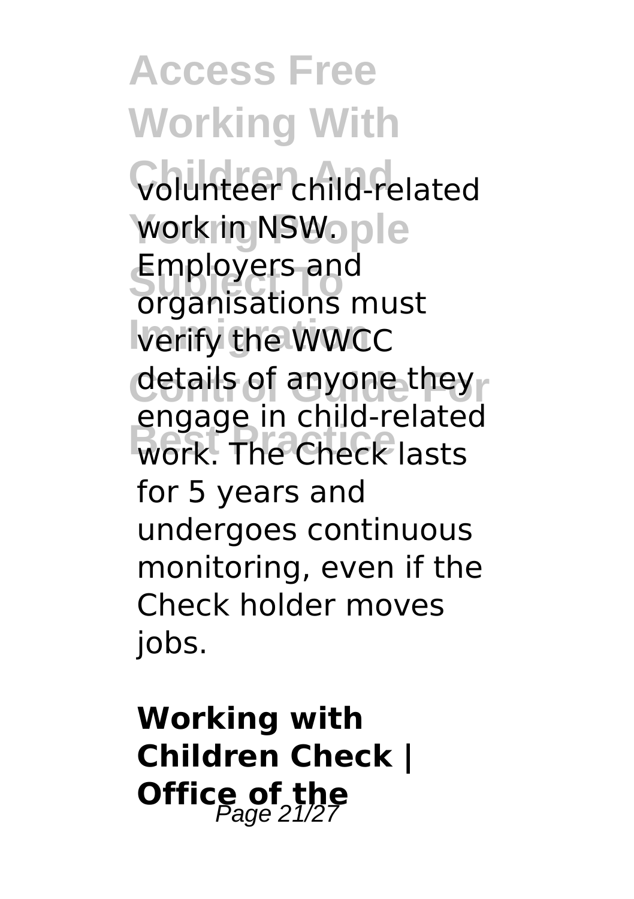volunteer child-related work in NSW. Employers and organisations must verify the WWCC details of anyone they engage in child-related work. The Check lasts for 5 years and undergoes continuous monitoring, even if the Check holder moves jobs.

**Working with Children Check | Office of the**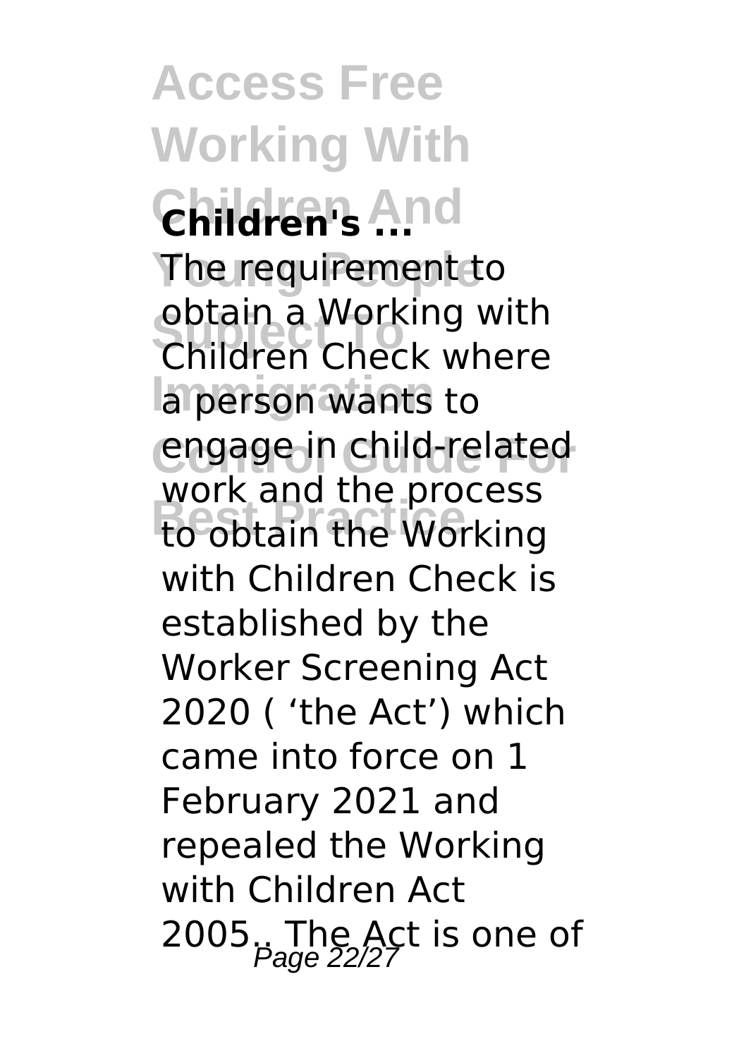## Children's ...

The requirement to obtain a Working with Children Check where a person wants to engage in child-related work and the process to obtain the Working with Children Check is established by the Worker Screening Act 2020 ( 'the Act') which came into force on 1 February 2021 and repealed the Working with Children Act 2005.. The Act is one of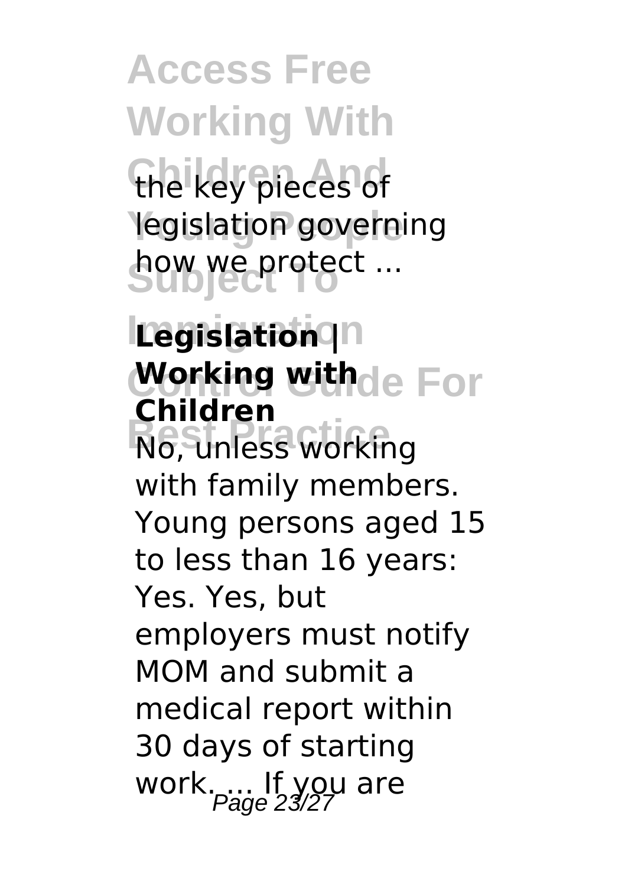the key pieces of legislation governing how we protect ...

**Legislation | Working with Children**

No, unless working with family members. Young persons aged 15 to less than 16 years: Yes. Yes, but employers must notify MOM and submit a medical report within 30 days of starting work. ... If you are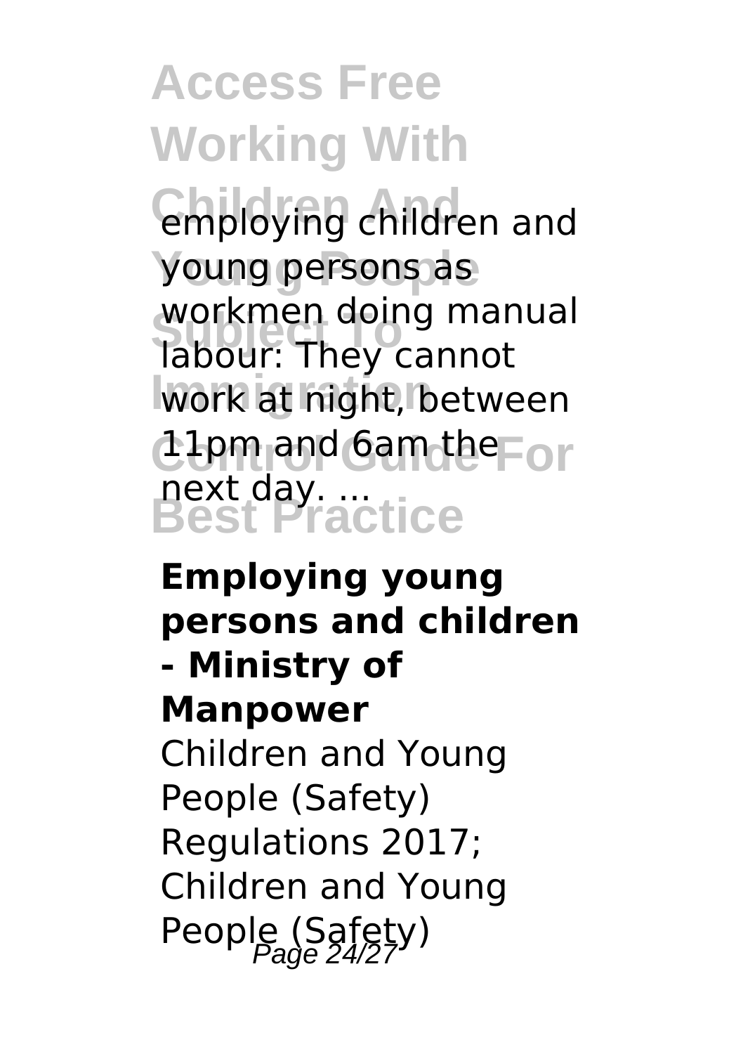employing children and young persons as workmen doing manual labour: They cannot work at night, between 11pm and 6am the next day. ...

**Employing young persons and children - Ministry of Manpower**

Children and Young People (Safety) Regulations 2017; Children and Young People (Safety)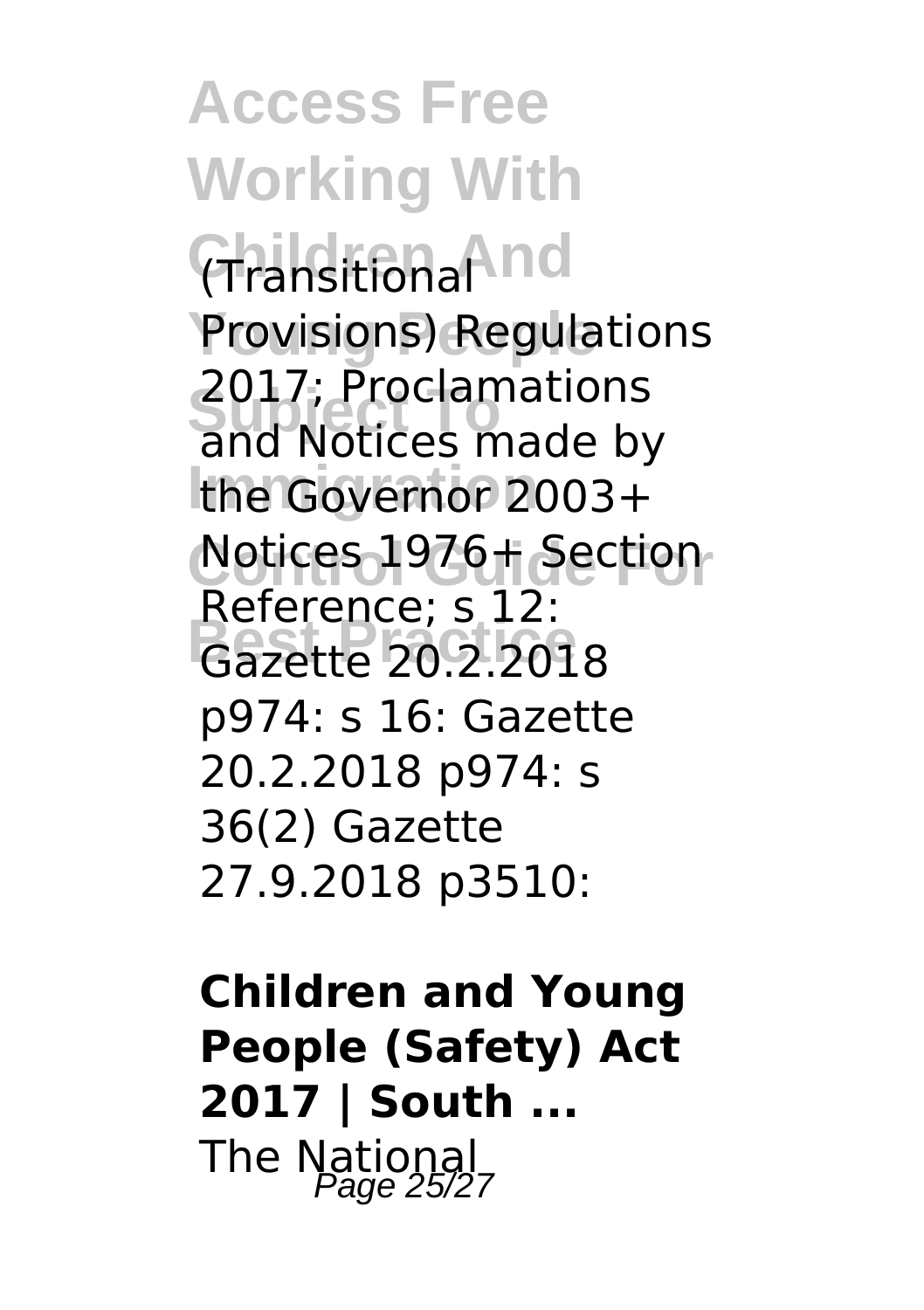(Transitional Provisions) Regulations 2017; Proclamations and Notices made by the Governor 2003+ Notices 1976+ Section Reference; s 12: Gazette 20.2.2018 p974: s 16: Gazette 20.2.2018 p974: s 36(2) Gazette 27.9.2018 p3510:

**Children and Young People (Safety) Act 2017 | South ...**

The National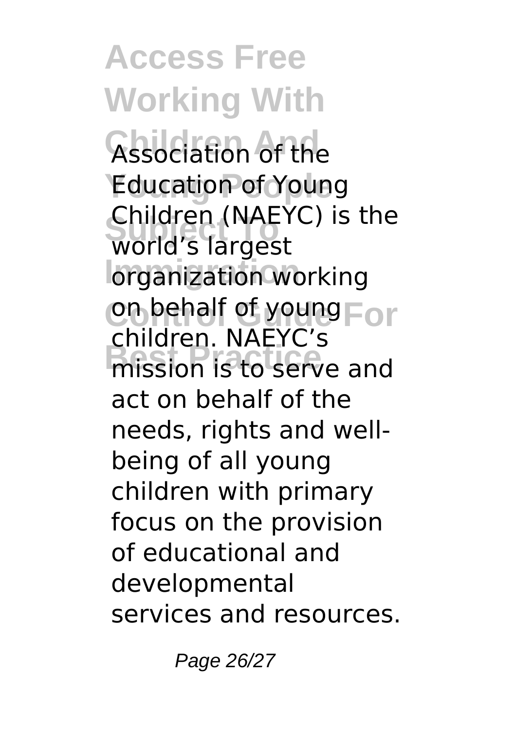Association of the Education of Young Children (NAEYC) is the world's largest organization working on behalf of young children. NAEYC's mission is to serve and act on behalf of the needs, rights and well-being of all young children with primary focus on the provision of educational and developmental services and resources.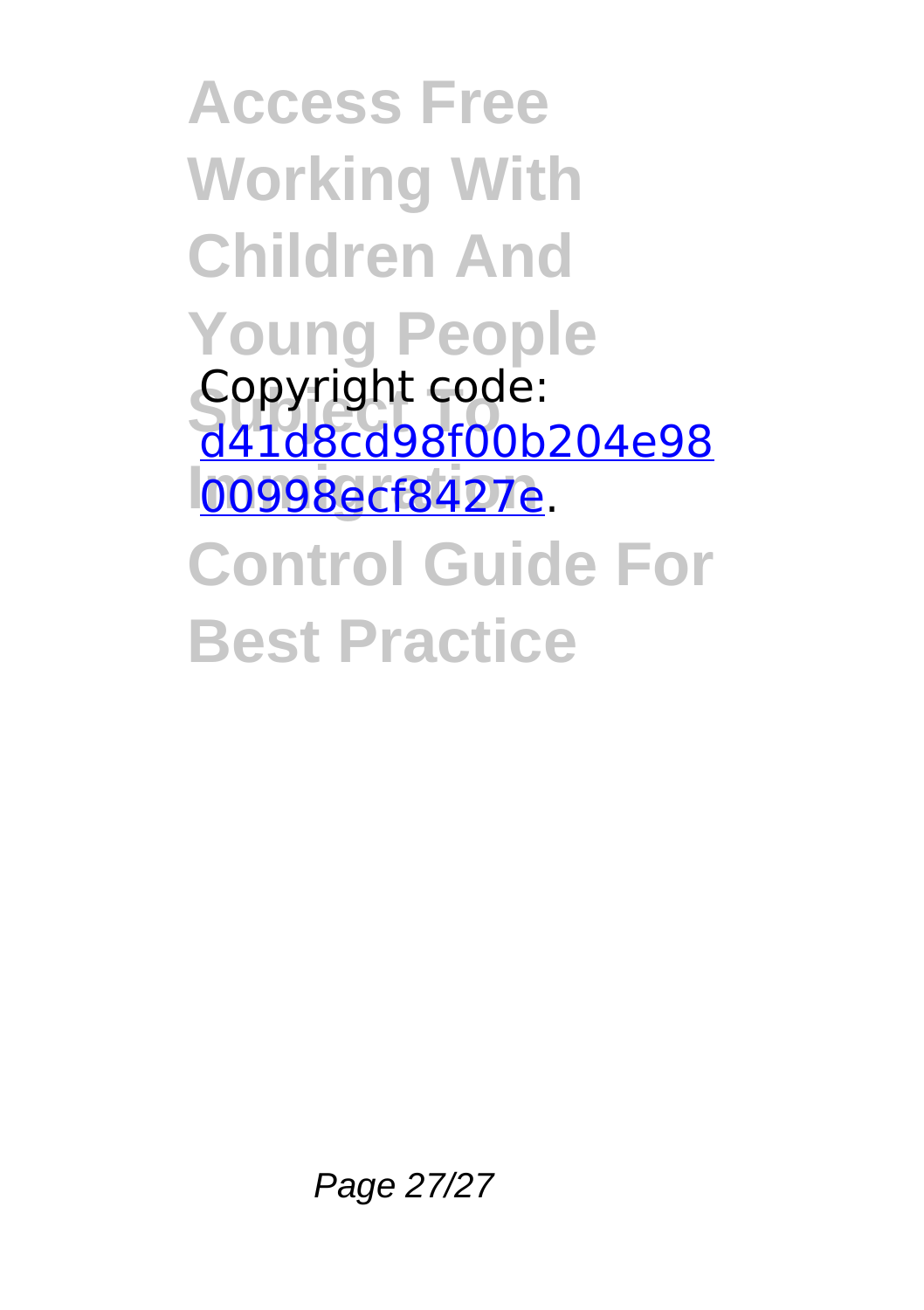# Access Free Working With Children And Young People Subject To Immigration Control Guide For Best Practice

Copyright code: [d41d8cd98f00b204e9800998ecf8427e](d41d8cd98f00b204e9800998ecf8427e).